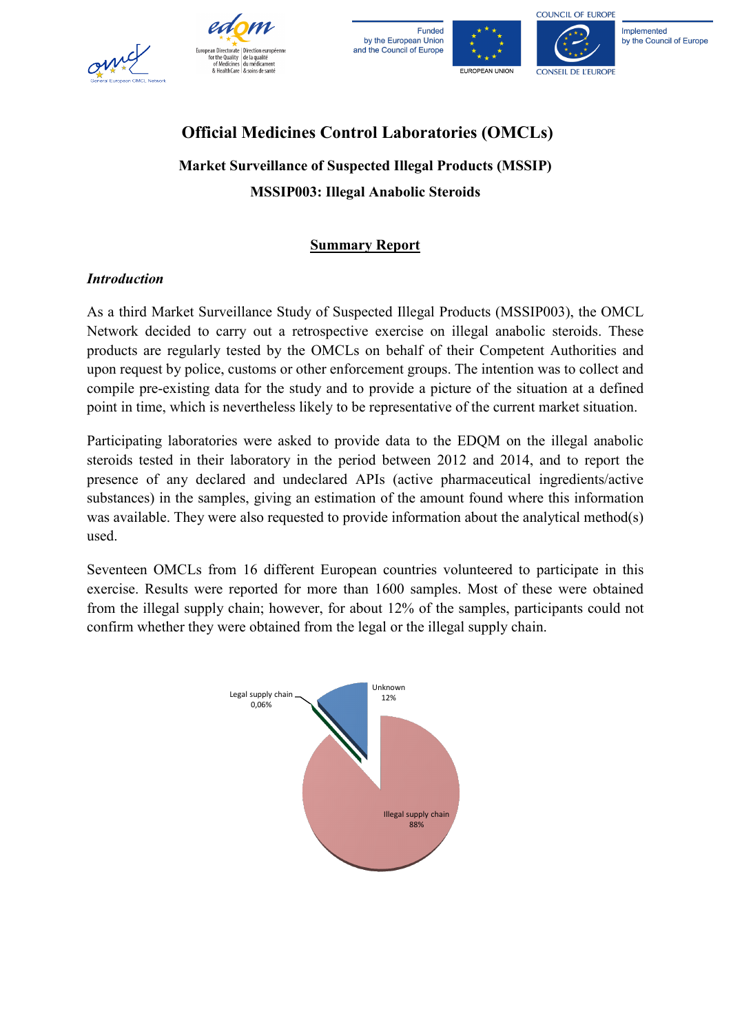# Official Medicines Control Laboratories (OMCLs)

## Market Surveillance of Suspected Illegal Products (MSSIP)

## MSSIP003: Illegal Anabolic Steroids

### Summary Report

### *Introduction*

As a third Market Surveillance Study of Suspected Illegal Products (MSSIP003), the OMCL Network decided to carry out a retrospective exercise on illegal anabolic steroids. These products are regularly tested by the OMCLs on behalf of their Competent Authorities and upon request by police, customs or other enforcement groups. The intention was to collect and compile pre-existing data for the study and to provide a picture of the situation at a defined point in time, which is nevertheless likely to be representative of the current market situation.

Participating laboratories were asked to provide data to the EDQM on the illegal anabolic steroids tested in their laboratory in the period between 2012 and 2014, and to report the presence of any declared and undeclared APIs (active pharmaceutical ingredients/active substances) in the samples, giving an estimation of the amount found where this information was available. They were also requested to provide information about the analytical method(s) used.

Seventeen OMCLs from 16 different European countries volunteered to participate in this exercise. Results were reported for more than 1600 samples. Most of these were obtained from the illegal supply chain; however, for about 12% of the samples, participants could not confirm whether they were obtained from the legal or the illegal supply chain.

Legal supply chain 0,06%
Unknown 12%
Illegal supply chain 88%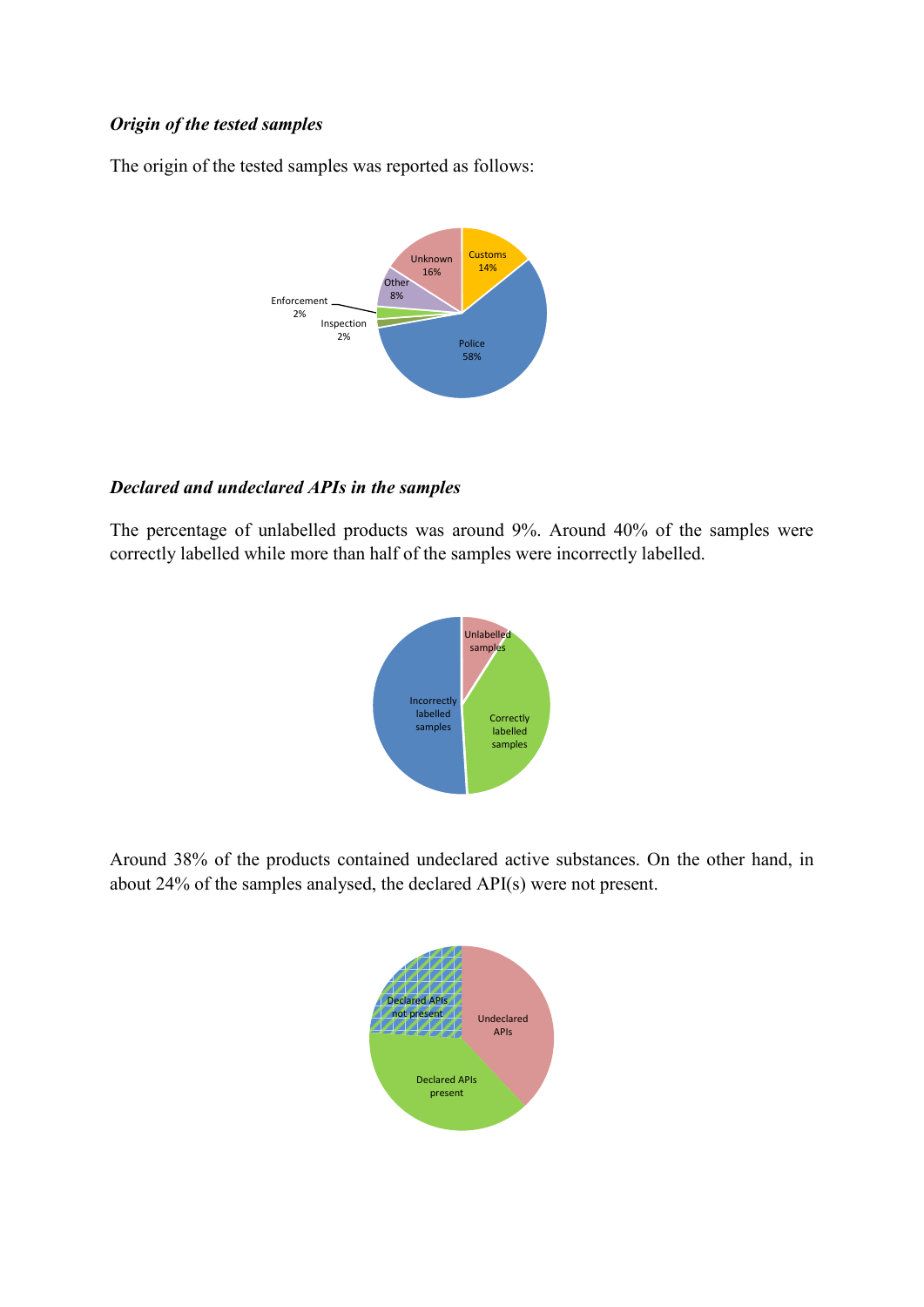***Origin of the tested samples***

The origin of the tested samples was reported as follows:

***Declared and undeclared APIs in the samples***

The percentage of unlabelled products was around 9%. Around 40% of the samples were correctly labelled while more than half of the samples were incorrectly labelled.

Around 38% of the products contained undeclared active substances. On the other hand, in about 24% of the samples analysed, the declared API(s) were not present.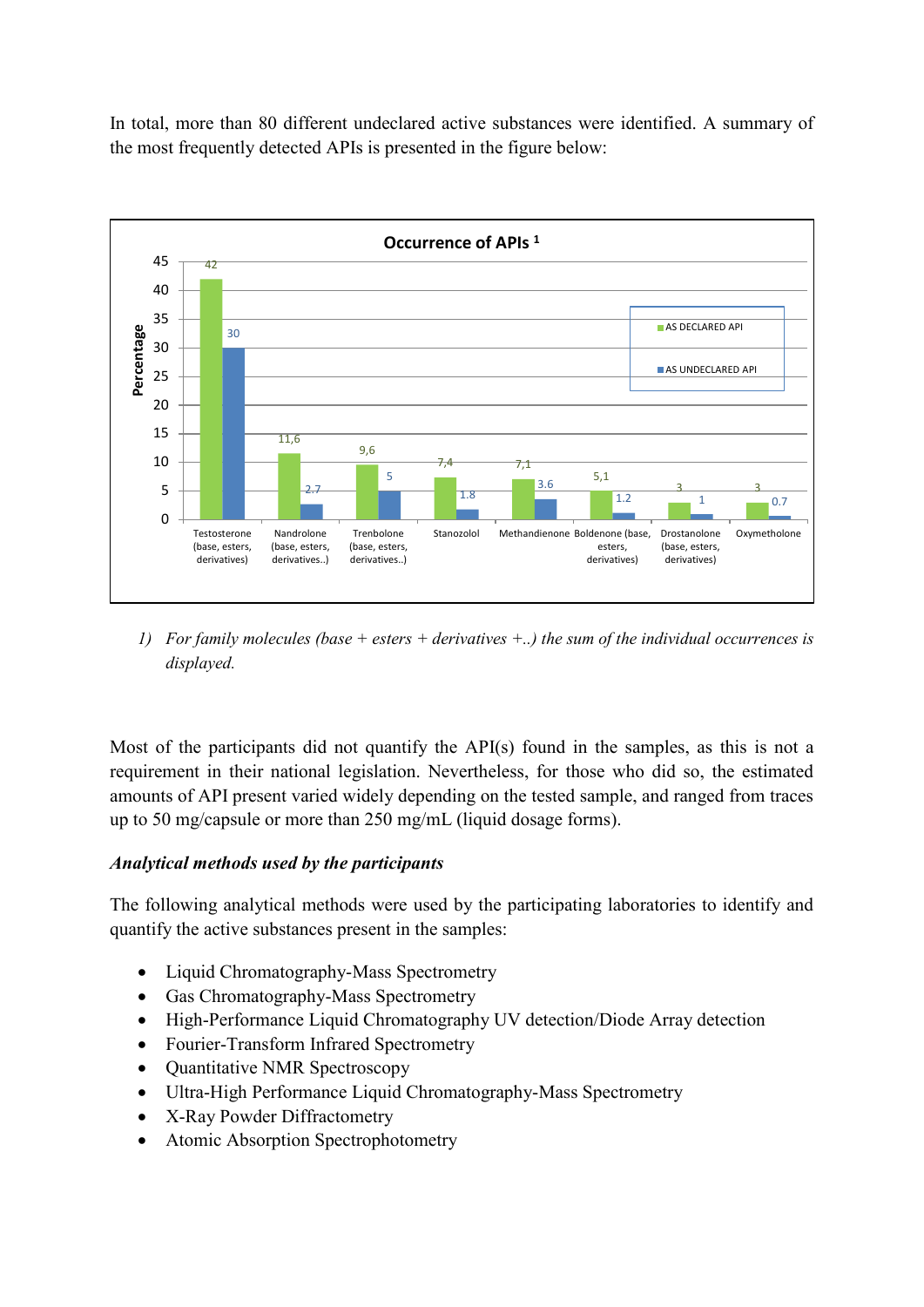In total, more than 80 different undeclared active substances were identified. A summary of the most frequently detected APIs is presented in the figure below:

**Occurrence of APIs [1]**

| API | AS DECLARED API (%) | AS UNDECLARED API (%) |
|---|---|---|
| Testosterone (base, esters, derivatives) | 42 | 30 |
| Nandrolone (base, esters, derivatives..) | 11,6 | 2.7 |
| Trenbolone (base, esters, derivatives..) | 9,6 | 5 |
| Stanozolol | 7,4 | 1.8 |
| Methandienone | 7,1 | 3.6 |
| Boldenone (base, esters, derivatives) | 5,1 | 1.2 |
| Drostanolone (base, esters, derivatives) | 3 | 1 |
| Oxymetholone | 3 | 0.7 |

1) *For family molecules (base + esters + derivatives +..) the sum of the individual occurrences is displayed.*

Most of the participants did not quantify the API(s) found in the samples, as this is not a requirement in their national legislation. Nevertheless, for those who did so, the estimated amounts of API present varied widely depending on the tested sample, and ranged from traces up to 50 mg/capsule or more than 250 mg/mL (liquid dosage forms).

***Analytical methods used by the participants***

The following analytical methods were used by the participating laboratories to identify and quantify the active substances present in the samples:

- Liquid Chromatography-Mass Spectrometry
- Gas Chromatography-Mass Spectrometry
- High-Performance Liquid Chromatography UV detection/Diode Array detection
- Fourier-Transform Infrared Spectrometry
- Quantitative NMR Spectroscopy
- Ultra-High Performance Liquid Chromatography-Mass Spectrometry
- X-Ray Powder Diffractometry
- Atomic Absorption Spectrophotometry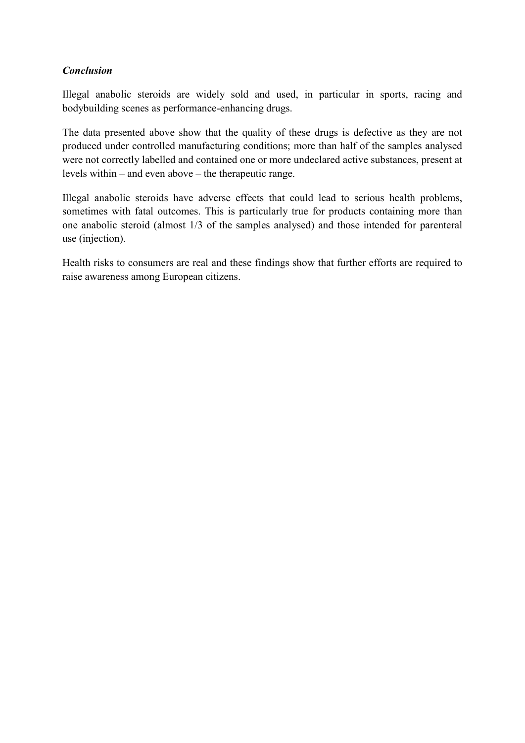***Conclusion***

Illegal anabolic steroids are widely sold and used, in particular in sports, racing and bodybuilding scenes as performance-enhancing drugs.

The data presented above show that the quality of these drugs is defective as they are not produced under controlled manufacturing conditions; more than half of the samples analysed were not correctly labelled and contained one or more undeclared active substances, present at levels within – and even above – the therapeutic range.

Illegal anabolic steroids have adverse effects that could lead to serious health problems, sometimes with fatal outcomes. This is particularly true for products containing more than one anabolic steroid (almost 1/3 of the samples analysed) and those intended for parenteral use (injection).

Health risks to consumers are real and these findings show that further efforts are required to raise awareness among European citizens.